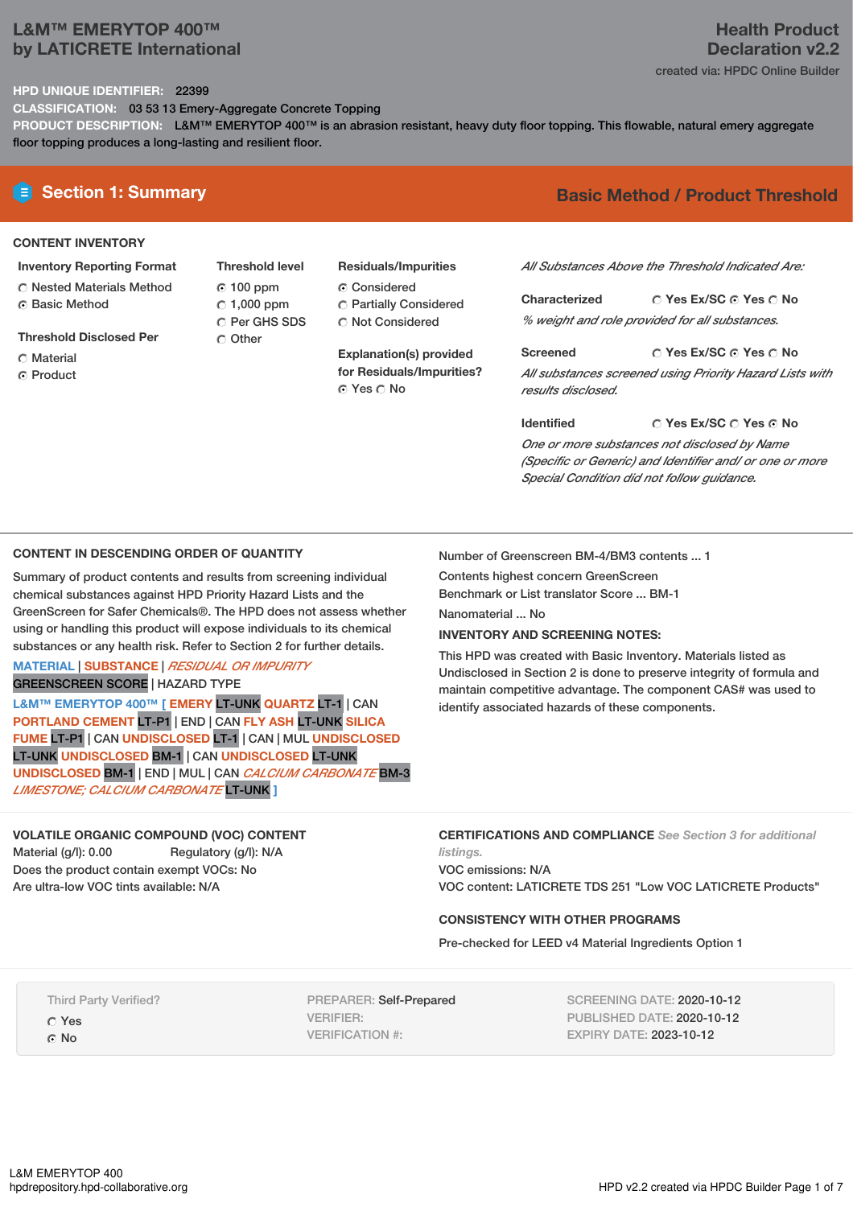# L&M™ EMERYTOP 400™
## by LATICRETE International

**Health Product Declaration v2.2**

created via: HPDC Online Builder

**HPD UNIQUE IDENTIFIER:** 22399

**CLASSIFICATION:** 03 53 13 Emery-Aggregate Concrete Topping

**PRODUCT DESCRIPTION:** L&M™ EMERYTOP 400™ is an abrasion resistant, heavy duty floor topping. This flowable, natural emery aggregate floor topping produces a long-lasting and resilient floor.

## Section 1: Summary

**Basic Method / Product Threshold**

### CONTENT INVENTORY

**Inventory Reporting Format**
- ○ Nested Materials Method
- ◉ Basic Method

**Threshold Disclosed Per**
- ○ Material
- ◉ Product

**Threshold level**
- ◉ 100 ppm
- ○ 1,000 ppm
- ○ Per GHS SDS
- ○ Other

**Residuals/Impurities**
- ◉ Considered
- ○ Partially Considered
- ○ Not Considered

**Explanation(s) provided for Residuals/Impurities?**
◉ Yes ○ No

*All Substances Above the Threshold Indicated Are:*

**Characterized** ○ Yes Ex/SC ◉ Yes ○ No
*% weight and role provided for all substances.*

**Screened** ○ Yes Ex/SC ◉ Yes ○ No
*All substances screened using Priority Hazard Lists with results disclosed.*

**Identified** ○ Yes Ex/SC ○ Yes ◉ No
*One or more substances not disclosed by Name (Specific or Generic) and Identifier and/ or one or more Special Condition did not follow guidance.*

### CONTENT IN DESCENDING ORDER OF QUANTITY

Summary of product contents and results from screening individual chemical substances against HPD Priority Hazard Lists and the GreenScreen for Safer Chemicals®. The HPD does not assess whether using or handling this product will expose individuals to its chemical substances or any health risk. Refer to Section 2 for further details.

MATERIAL | SUBSTANCE | *RESIDUAL OR IMPURITY*
GREENSCREEN SCORE | HAZARD TYPE

L&M™ EMERYTOP 400™ [ EMERY LT-UNK QUARTZ LT-1 | CAN PORTLAND CEMENT LT-P1 | END | CAN FLY ASH LT-UNK SILICA FUME LT-P1 | CAN UNDISCLOSED LT-1 | CAN | MUL UNDISCLOSED LT-UNK UNDISCLOSED BM-1 | CAN UNDISCLOSED LT-UNK UNDISCLOSED BM-1 | END | MUL | CAN *CALCIUM CARBONATE* BM-3 *LIMESTONE; CALCIUM CARBONATE* LT-UNK ]

Number of Greenscreen BM-4/BM3 contents ... 1

Contents highest concern GreenScreen Benchmark or List translator Score ... BM-1

Nanomaterial ... No

**INVENTORY AND SCREENING NOTES:**

This HPD was created with Basic Inventory. Materials listed as Undisclosed in Section 2 is done to preserve integrity of formula and maintain competitive advantage. The component CAS# was used to identify associated hazards of these components.

### VOLATILE ORGANIC COMPOUND (VOC) CONTENT

Material (g/l): 0.00 Regulatory (g/l): N/A

Does the product contain exempt VOCs: No

Are ultra-low VOC tints available: N/A

### CERTIFICATIONS AND COMPLIANCE *See Section 3 for additional listings.*

VOC emissions: N/A

VOC content: LATICRETE TDS 251 "Low VOC LATICRETE Products"

### CONSISTENCY WITH OTHER PROGRAMS

Pre-checked for LEED v4 Material Ingredients Option 1

Third Party Verified?
- ○ Yes
- ◉ No

PREPARER: Self-Prepared
VERIFIER:
VERIFICATION #:

SCREENING DATE: 2020-10-12
PUBLISHED DATE: 2020-10-12
EXPIRY DATE: 2023-10-12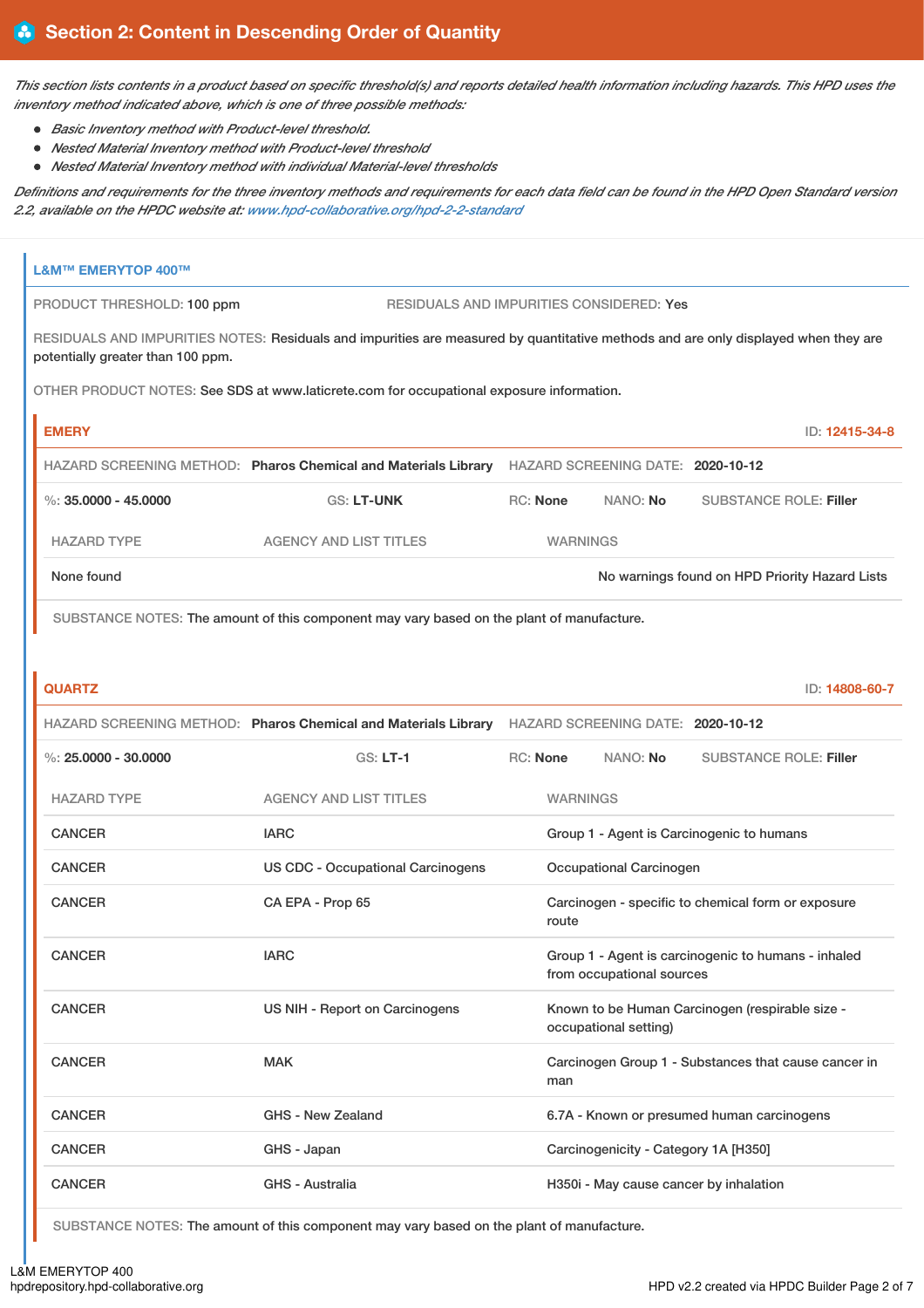## Section 2: Content in Descending Order of Quantity

*This section lists contents in a product based on specific threshold(s) and reports detailed health information including hazards. This HPD uses the inventory method indicated above, which is one of three possible methods:*

- *Basic Inventory method with Product-level threshold.*
- *Nested Material Inventory method with Product-level threshold*
- *Nested Material Inventory method with individual Material-level thresholds*

*Definitions and requirements for the three inventory methods and requirements for each data field can be found in the HPD Open Standard version 2.2, available on the HPDC website at: www.hpd-collaborative.org/hpd-2-2-standard*

### L&M™ EMERYTOP 400™

PRODUCT THRESHOLD: 100 ppm

RESIDUALS AND IMPURITIES CONSIDERED: Yes

RESIDUALS AND IMPURITIES NOTES: Residuals and impurities are measured by quantitative methods and are only displayed when they are potentially greater than 100 ppm.

OTHER PRODUCT NOTES: See SDS at www.laticrete.com for occupational exposure information.

#### EMERY

ID: 12415-34-8

HAZARD SCREENING METHOD: **Pharos Chemical and Materials Library** HAZARD SCREENING DATE: **2020-10-12**

%: **35.0000 - 45.0000** GS: **LT-UNK** RC: **None** NANO: **No** SUBSTANCE ROLE: **Filler**

| HAZARD TYPE | AGENCY AND LIST TITLES | WARNINGS |
|---|---|---|
| None found | | No warnings found on HPD Priority Hazard Lists |

SUBSTANCE NOTES: The amount of this component may vary based on the plant of manufacture.

#### QUARTZ

ID: 14808-60-7

HAZARD SCREENING METHOD: **Pharos Chemical and Materials Library** HAZARD SCREENING DATE: **2020-10-12**

%: **25.0000 - 30.0000** GS: **LT-1** RC: **None** NANO: **No** SUBSTANCE ROLE: **Filler**

| HAZARD TYPE | AGENCY AND LIST TITLES | WARNINGS |
|---|---|---|
| CANCER | IARC | Group 1 - Agent is Carcinogenic to humans |
| CANCER | US CDC - Occupational Carcinogens | Occupational Carcinogen |
| CANCER | CA EPA - Prop 65 | Carcinogen - specific to chemical form or exposure route |
| CANCER | IARC | Group 1 - Agent is carcinogenic to humans - inhaled from occupational sources |
| CANCER | US NIH - Report on Carcinogens | Known to be Human Carcinogen (respirable size - occupational setting) |
| CANCER | MAK | Carcinogen Group 1 - Substances that cause cancer in man |
| CANCER | GHS - New Zealand | 6.7A - Known or presumed human carcinogens |
| CANCER | GHS - Japan | Carcinogenicity - Category 1A [H350] |
| CANCER | GHS - Australia | H350i - May cause cancer by inhalation |

SUBSTANCE NOTES: The amount of this component may vary based on the plant of manufacture.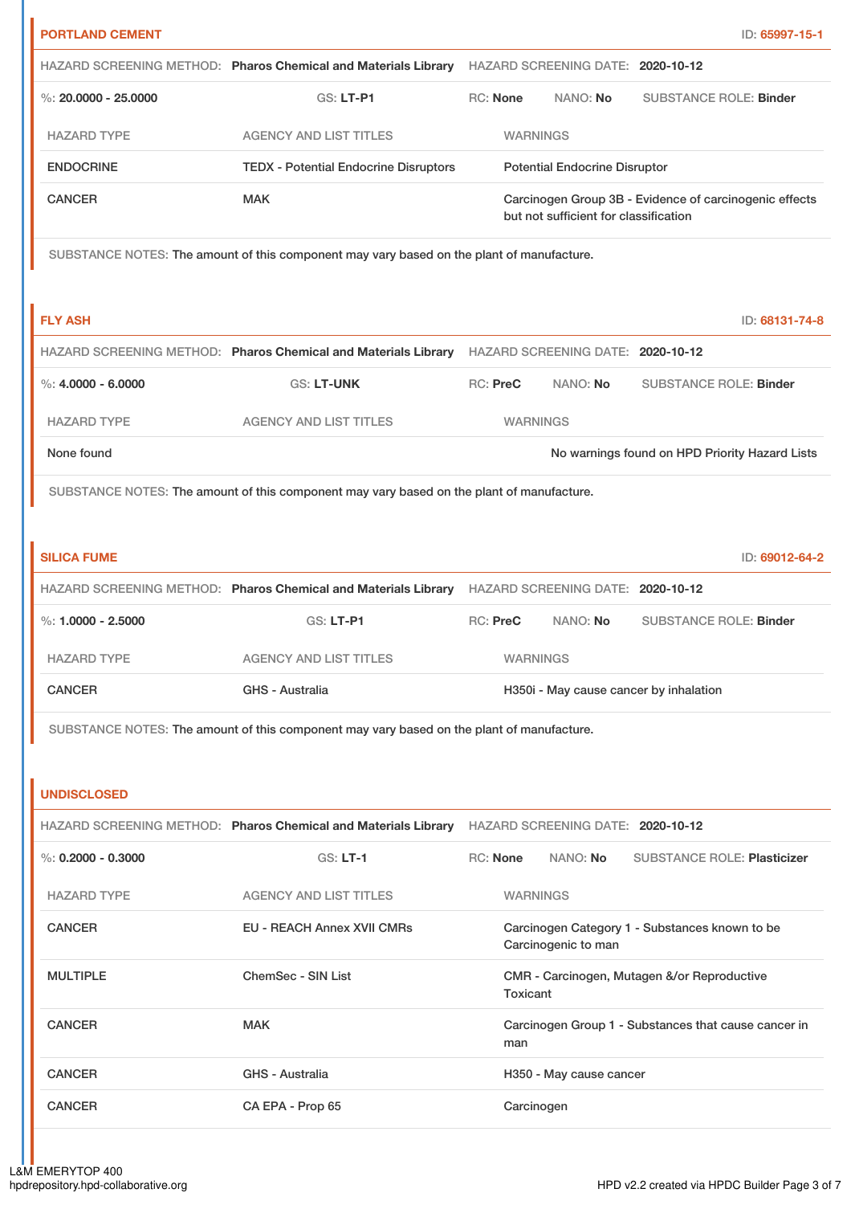### PORTLAND CEMENT

ID: 65997-15-1

HAZARD SCREENING METHOD: **Pharos Chemical and Materials Library** HAZARD SCREENING DATE: **2020-10-12**

%: **20.0000 - 25.0000** GS: **LT-P1** RC: **None** NANO: **No** SUBSTANCE ROLE: **Binder**

| HAZARD TYPE | AGENCY AND LIST TITLES | WARNINGS |
|---|---|---|
| ENDOCRINE | TEDX - Potential Endocrine Disruptors | Potential Endocrine Disruptor |
| CANCER | MAK | Carcinogen Group 3B - Evidence of carcinogenic effects but not sufficient for classification |

SUBSTANCE NOTES: The amount of this component may vary based on the plant of manufacture.

### FLY ASH

ID: 68131-74-8

HAZARD SCREENING METHOD: **Pharos Chemical and Materials Library** HAZARD SCREENING DATE: **2020-10-12**

%: **4.0000 - 6.0000** GS: **LT-UNK** RC: **PreC** NANO: **No** SUBSTANCE ROLE: **Binder**

| HAZARD TYPE | AGENCY AND LIST TITLES | WARNINGS |
|---|---|---|
| None found | | No warnings found on HPD Priority Hazard Lists |

SUBSTANCE NOTES: The amount of this component may vary based on the plant of manufacture.

### SILICA FUME

ID: 69012-64-2

HAZARD SCREENING METHOD: **Pharos Chemical and Materials Library** HAZARD SCREENING DATE: **2020-10-12**

%: **1.0000 - 2.5000** GS: **LT-P1** RC: **PreC** NANO: **No** SUBSTANCE ROLE: **Binder**

| HAZARD TYPE | AGENCY AND LIST TITLES | WARNINGS |
|---|---|---|
| CANCER | GHS - Australia | H350i - May cause cancer by inhalation |

SUBSTANCE NOTES: The amount of this component may vary based on the plant of manufacture.

### UNDISCLOSED

HAZARD SCREENING METHOD: **Pharos Chemical and Materials Library** HAZARD SCREENING DATE: **2020-10-12**

%: **0.2000 - 0.3000** GS: **LT-1** RC: **None** NANO: **No** SUBSTANCE ROLE: **Plasticizer**

| HAZARD TYPE | AGENCY AND LIST TITLES | WARNINGS |
|---|---|---|
| CANCER | EU - REACH Annex XVII CMRs | Carcinogen Category 1 - Substances known to be Carcinogenic to man |
| MULTIPLE | ChemSec - SIN List | CMR - Carcinogen, Mutagen &/or Reproductive Toxicant |
| CANCER | MAK | Carcinogen Group 1 - Substances that cause cancer in man |
| CANCER | GHS - Australia | H350 - May cause cancer |
| CANCER | CA EPA - Prop 65 | Carcinogen |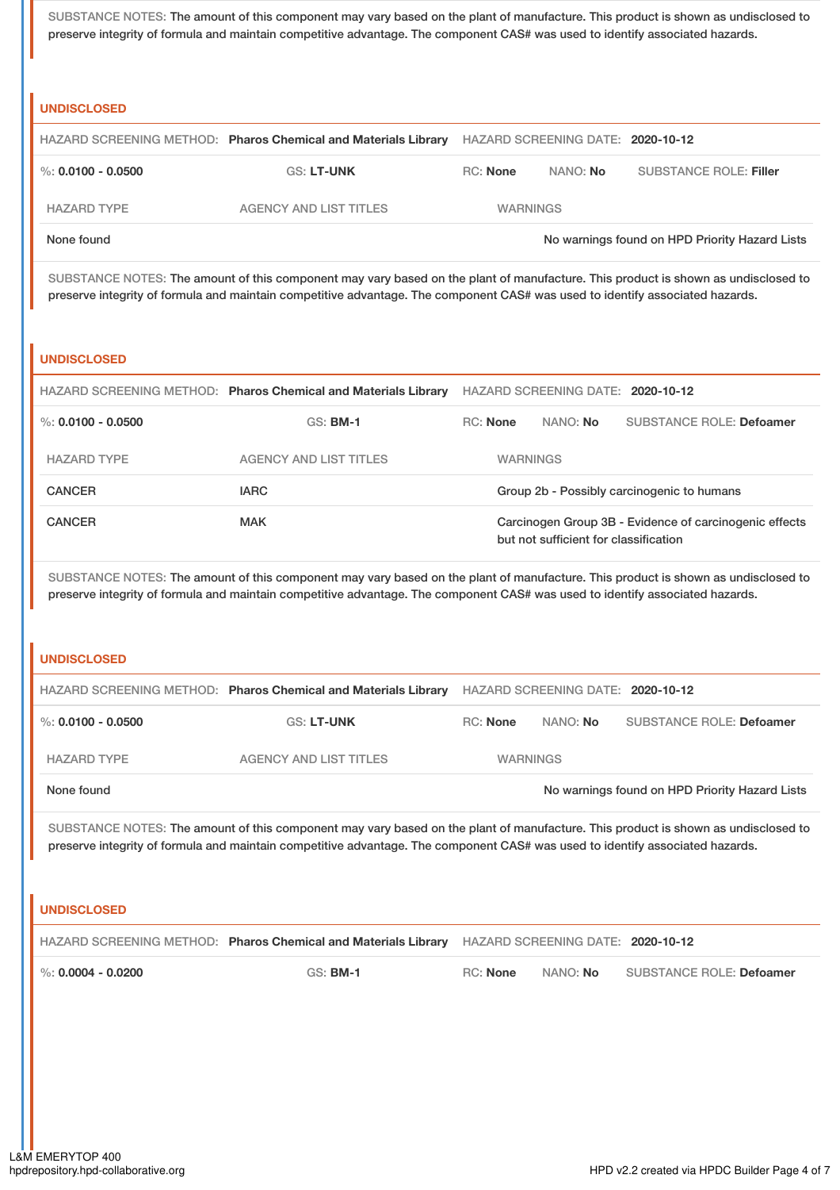SUBSTANCE NOTES: The amount of this component may vary based on the plant of manufacture. This product is shown as undisclosed to preserve integrity of formula and maintain competitive advantage. The component CAS# was used to identify associated hazards.

### UNDISCLOSED

HAZARD SCREENING METHOD: **Pharos Chemical and Materials Library** HAZARD SCREENING DATE: **2020-10-12**

%: **0.0100 - 0.0500** GS: **LT-UNK** RC: **None** NANO: **No** SUBSTANCE ROLE: **Filler**

| HAZARD TYPE | AGENCY AND LIST TITLES | WARNINGS |
|---|---|---|
| None found | | No warnings found on HPD Priority Hazard Lists |

SUBSTANCE NOTES: The amount of this component may vary based on the plant of manufacture. This product is shown as undisclosed to preserve integrity of formula and maintain competitive advantage. The component CAS# was used to identify associated hazards.

### UNDISCLOSED

HAZARD SCREENING METHOD: **Pharos Chemical and Materials Library** HAZARD SCREENING DATE: **2020-10-12**

%: **0.0100 - 0.0500** GS: **BM-1** RC: **None** NANO: **No** SUBSTANCE ROLE: **Defoamer**

| HAZARD TYPE | AGENCY AND LIST TITLES | WARNINGS |
|---|---|---|
| CANCER | IARC | Group 2b - Possibly carcinogenic to humans |
| CANCER | MAK | Carcinogen Group 3B - Evidence of carcinogenic effects but not sufficient for classification |

SUBSTANCE NOTES: The amount of this component may vary based on the plant of manufacture. This product is shown as undisclosed to preserve integrity of formula and maintain competitive advantage. The component CAS# was used to identify associated hazards.

### UNDISCLOSED

HAZARD SCREENING METHOD: **Pharos Chemical and Materials Library** HAZARD SCREENING DATE: **2020-10-12**

%: **0.0100 - 0.0500** GS: **LT-UNK** RC: **None** NANO: **No** SUBSTANCE ROLE: **Defoamer**

| HAZARD TYPE | AGENCY AND LIST TITLES | WARNINGS |
|---|---|---|
| None found | | No warnings found on HPD Priority Hazard Lists |

SUBSTANCE NOTES: The amount of this component may vary based on the plant of manufacture. This product is shown as undisclosed to preserve integrity of formula and maintain competitive advantage. The component CAS# was used to identify associated hazards.

### UNDISCLOSED

HAZARD SCREENING METHOD: **Pharos Chemical and Materials Library** HAZARD SCREENING DATE: **2020-10-12**

%: **0.0004 - 0.0200** GS: **BM-1** RC: **None** NANO: **No** SUBSTANCE ROLE: **Defoamer**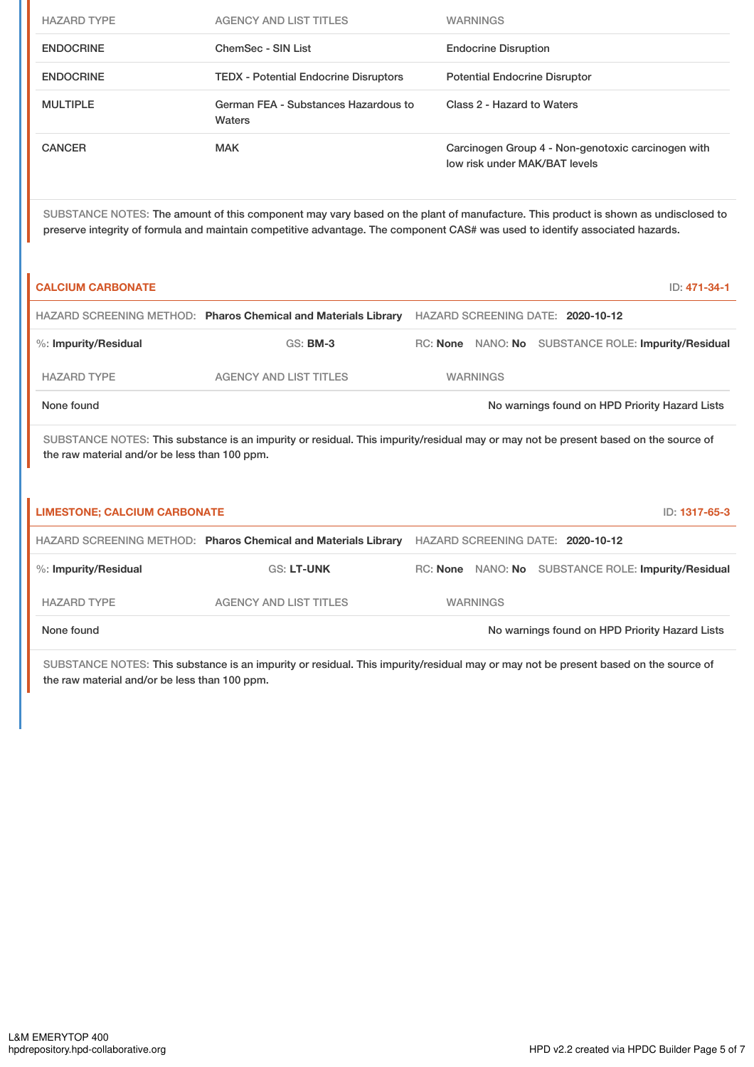| HAZARD TYPE | AGENCY AND LIST TITLES | WARNINGS |
|---|---|---|
| ENDOCRINE | ChemSec - SIN List | Endocrine Disruption |
| ENDOCRINE | TEDX - Potential Endocrine Disruptors | Potential Endocrine Disruptor |
| MULTIPLE | German FEA - Substances Hazardous to Waters | Class 2 - Hazard to Waters |
| CANCER | MAK | Carcinogen Group 4 - Non-genotoxic carcinogen with low risk under MAK/BAT levels |

SUBSTANCE NOTES: The amount of this component may vary based on the plant of manufacture. This product is shown as undisclosed to preserve integrity of formula and maintain competitive advantage. The component CAS# was used to identify associated hazards.

## CALCIUM CARBONATE

ID: 471-34-1

HAZARD SCREENING METHOD: **Pharos Chemical and Materials Library** HAZARD SCREENING DATE: **2020-10-12**

%: **Impurity/Residual** GS: **BM-3** RC: **None** NANO: **No** SUBSTANCE ROLE: **Impurity/Residual**

| HAZARD TYPE | AGENCY AND LIST TITLES | WARNINGS |
|---|---|---|
| None found | | No warnings found on HPD Priority Hazard Lists |

SUBSTANCE NOTES: This substance is an impurity or residual. This impurity/residual may or may not be present based on the source of the raw material and/or be less than 100 ppm.

## LIMESTONE; CALCIUM CARBONATE

ID: 1317-65-3

HAZARD SCREENING METHOD: **Pharos Chemical and Materials Library** HAZARD SCREENING DATE: **2020-10-12**

%: **Impurity/Residual** GS: **LT-UNK** RC: **None** NANO: **No** SUBSTANCE ROLE: **Impurity/Residual**

| HAZARD TYPE | AGENCY AND LIST TITLES | WARNINGS |
|---|---|---|
| None found | | No warnings found on HPD Priority Hazard Lists |

SUBSTANCE NOTES: This substance is an impurity or residual. This impurity/residual may or may not be present based on the source of the raw material and/or be less than 100 ppm.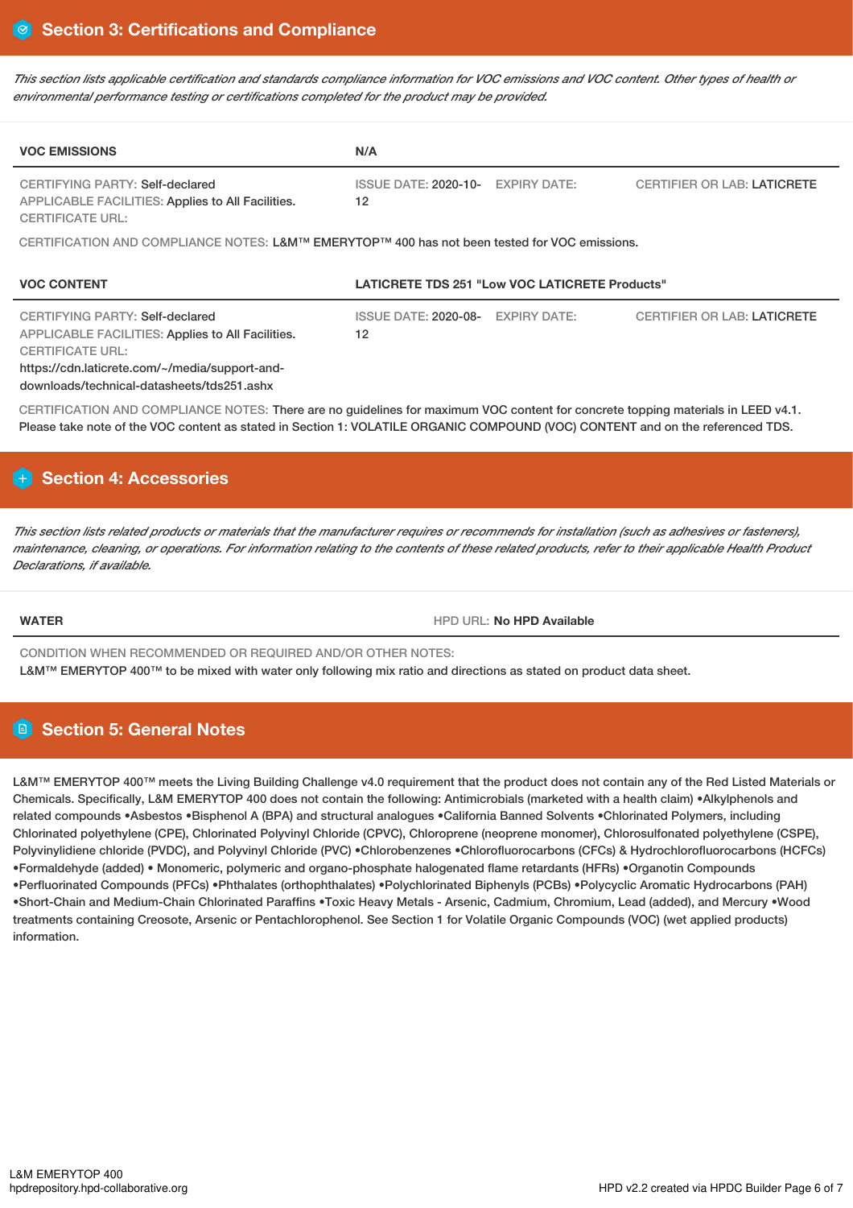## Section 3: Certifications and Compliance

*This section lists applicable certification and standards compliance information for VOC emissions and VOC content. Other types of health or environmental performance testing or certifications completed for the product may be provided.*

| VOC EMISSIONS | N/A | | |
|---|---|---|---|
| CERTIFYING PARTY: Self-declared<br>APPLICABLE FACILITIES: Applies to All Facilities.<br>CERTIFICATE URL: | ISSUE DATE: 2020-10-12 | EXPIRY DATE: | CERTIFIER OR LAB: LATICRETE |

CERTIFICATION AND COMPLIANCE NOTES: L&M™ EMERYTOP™ 400 has not been tested for VOC emissions.

| VOC CONTENT | LATICRETE TDS 251 "Low VOC LATICRETE Products" | | |
|---|---|---|---|
| CERTIFYING PARTY: Self-declared<br>APPLICABLE FACILITIES: Applies to All Facilities.<br>CERTIFICATE URL:<br>https://cdn.laticrete.com/~/media/support-and-downloads/technical-datasheets/tds251.ashx | ISSUE DATE: 2020-08-12 | EXPIRY DATE: | CERTIFIER OR LAB: LATICRETE |

CERTIFICATION AND COMPLIANCE NOTES: There are no guidelines for maximum VOC content for concrete topping materials in LEED v4.1. Please take note of the VOC content as stated in Section 1: VOLATILE ORGANIC COMPOUND (VOC) CONTENT and on the referenced TDS.

## Section 4: Accessories

*This section lists related products or materials that the manufacturer requires or recommends for installation (such as adhesives or fasteners), maintenance, cleaning, or operations. For information relating to the contents of these related products, refer to their applicable Health Product Declarations, if available.*

| WATER | HPD URL: No HPD Available |
|---|---|

CONDITION WHEN RECOMMENDED OR REQUIRED AND/OR OTHER NOTES:
L&M™ EMERYTOP 400™ to be mixed with water only following mix ratio and directions as stated on product data sheet.

## Section 5: General Notes

L&M™ EMERYTOP 400™ meets the Living Building Challenge v4.0 requirement that the product does not contain any of the Red Listed Materials or Chemicals. Specifically, L&M EMERYTOP 400 does not contain the following: Antimicrobials (marketed with a health claim) •Alkylphenols and related compounds •Asbestos •Bisphenol A (BPA) and structural analogues •California Banned Solvents •Chlorinated Polymers, including Chlorinated polyethylene (CPE), Chlorinated Polyvinyl Chloride (CPVC), Chloroprene (neoprene monomer), Chlorosulfonated polyethylene (CSPE), Polyvinylidiene chloride (PVDC), and Polyvinyl Chloride (PVC) •Chlorobenzenes •Chlorofluorocarbons (CFCs) & Hydrochlorofluorocarbons (HCFCs) •Formaldehyde (added) • Monomeric, polymeric and organo-phosphate halogenated flame retardants (HFRs) •Organotin Compounds •Perfluorinated Compounds (PFCs) •Phthalates (orthophthalates) •Polychlorinated Biphenyls (PCBs) •Polycyclic Aromatic Hydrocarbons (PAH) •Short-Chain and Medium-Chain Chlorinated Paraffins •Toxic Heavy Metals - Arsenic, Cadmium, Chromium, Lead (added), and Mercury •Wood treatments containing Creosote, Arsenic or Pentachlorophenol. See Section 1 for Volatile Organic Compounds (VOC) (wet applied products) information.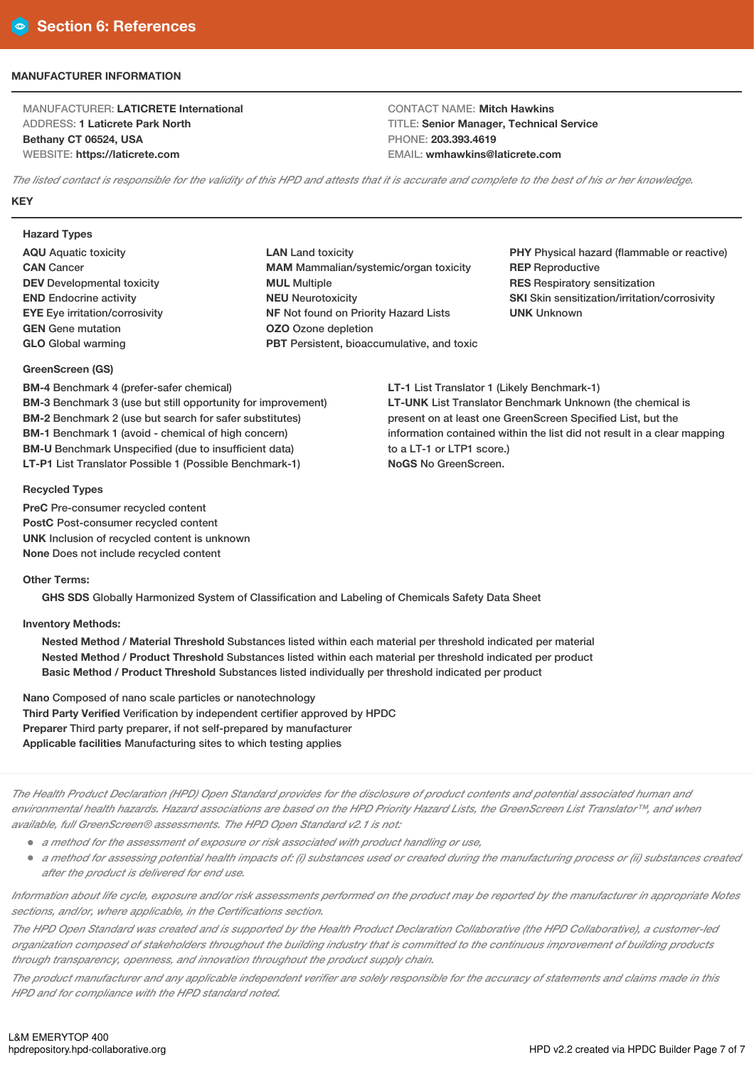## Section 6: References

### MANUFACTURER INFORMATION

MANUFACTURER: **LATICRETE International**
ADDRESS: **1 Laticrete Park North**
**Bethany CT 06524, USA**
WEBSITE: **https://laticrete.com**

CONTACT NAME: **Mitch Hawkins**
TITLE: **Senior Manager, Technical Service**
PHONE: **203.393.4619**
EMAIL: **wmhawkins@laticrete.com**

*The listed contact is responsible for the validity of this HPD and attests that it is accurate and complete to the best of his or her knowledge.*

### KEY

**Hazard Types**

**AQU** Aquatic toxicity
**CAN** Cancer
**DEV** Developmental toxicity
**END** Endocrine activity
**EYE** Eye irritation/corrosivity
**GEN** Gene mutation
**GLO** Global warming
**LAN** Land toxicity
**MAM** Mammalian/systemic/organ toxicity
**MUL** Multiple
**NEU** Neurotoxicity
**NF** Not found on Priority Hazard Lists
**OZO** Ozone depletion
**PBT** Persistent, bioaccumulative, and toxic
**PHY** Physical hazard (flammable or reactive)
**REP** Reproductive
**RES** Respiratory sensitization
**SKI** Skin sensitization/irritation/corrosivity
**UNK** Unknown

**GreenScreen (GS)**

**BM-4** Benchmark 4 (prefer-safer chemical)
**BM-3** Benchmark 3 (use but still opportunity for improvement)
**BM-2** Benchmark 2 (use but search for safer substitutes)
**BM-1** Benchmark 1 (avoid - chemical of high concern)
**BM-U** Benchmark Unspecified (due to insufficient data)
**LT-P1** List Translator Possible 1 (Possible Benchmark-1)
**LT-1** List Translator 1 (Likely Benchmark-1)
**LT-UNK** List Translator Benchmark Unknown (the chemical is present on at least one GreenScreen Specified List, but the information contained within the list did not result in a clear mapping to a LT-1 or LTP1 score.)
**NoGS** No GreenScreen.

**Recycled Types**

**PreC** Pre-consumer recycled content
**PostC** Post-consumer recycled content
**UNK** Inclusion of recycled content is unknown
**None** Does not include recycled content

**Other Terms:**

**GHS SDS** Globally Harmonized System of Classification and Labeling of Chemicals Safety Data Sheet

**Inventory Methods:**

**Nested Method / Material Threshold** Substances listed within each material per threshold indicated per material
**Nested Method / Product Threshold** Substances listed within each material per threshold indicated per product
**Basic Method / Product Threshold** Substances listed individually per threshold indicated per product

**Nano** Composed of nano scale particles or nanotechnology
**Third Party Verified** Verification by independent certifier approved by HPDC
**Preparer** Third party preparer, if not self-prepared by manufacturer
**Applicable facilities** Manufacturing sites to which testing applies

*The Health Product Declaration (HPD) Open Standard provides for the disclosure of product contents and potential associated human and environmental health hazards. Hazard associations are based on the HPD Priority Hazard Lists, the GreenScreen List Translator™, and when available, full GreenScreen® assessments. The HPD Open Standard v2.1 is not:*

- *a method for the assessment of exposure or risk associated with product handling or use,*
- *a method for assessing potential health impacts of: (i) substances used or created during the manufacturing process or (ii) substances created after the product is delivered for end use.*

*Information about life cycle, exposure and/or risk assessments performed on the product may be reported by the manufacturer in appropriate Notes sections, and/or, where applicable, in the Certifications section.*

*The HPD Open Standard was created and is supported by the Health Product Declaration Collaborative (the HPD Collaborative), a customer-led organization composed of stakeholders throughout the building industry that is committed to the continuous improvement of building products through transparency, openness, and innovation throughout the product supply chain.*

*The product manufacturer and any applicable independent verifier are solely responsible for the accuracy of statements and claims made in this HPD and for compliance with the HPD standard noted.*